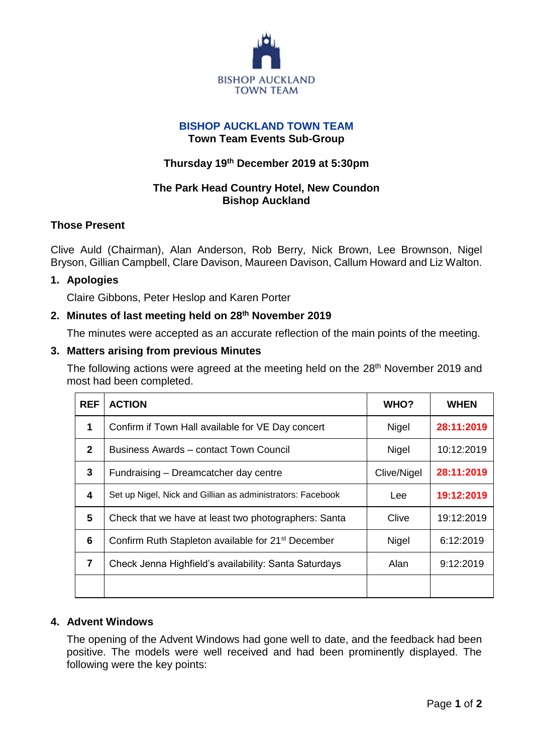BISHOP AUCKLAND
TOWN TEAM

# BISHOP AUCKLAND TOWN TEAM

## Town Team Events Sub-Group

**Thursday 19th December 2019 at 5:30pm**

**The Park Head Country Hotel, New Coundon**
**Bishop Auckland**

### Those Present

Clive Auld (Chairman), Alan Anderson, Rob Berry, Nick Brown, Lee Brownson, Nigel Bryson, Gillian Campbell, Clare Davison, Maureen Davison, Callum Howard and Liz Walton.

### 1. Apologies

Claire Gibbons, Peter Heslop and Karen Porter

### 2. Minutes of last meeting held on 28th November 2019

The minutes were accepted as an accurate reflection of the main points of the meeting.

### 3. Matters arising from previous Minutes

The following actions were agreed at the meeting held on the 28th November 2019 and most had been completed.

| REF | ACTION | WHO? | WHEN |
|---|---|---|---|
| 1 | Confirm if Town Hall available for VE Day concert | Nigel | **28:11:2019** |
| 2 | Business Awards – contact Town Council | Nigel | 10:12:2019 |
| 3 | Fundraising – Dreamcatcher day centre | Clive/Nigel | **28:11:2019** |
| 4 | Set up Nigel, Nick and Gillian as administrators: Facebook | Lee | **19:12:2019** |
| 5 | Check that we have at least two photographers: Santa | Clive | 19:12:2019 |
| 6 | Confirm Ruth Stapleton available for 21st December | Nigel | 6:12:2019 |
| 7 | Check Jenna Highfield's availability: Santa Saturdays | Alan | 9:12:2019 |
| | | | |

### 4. Advent Windows

The opening of the Advent Windows had gone well to date, and the feedback had been positive. The models were well received and had been prominently displayed. The following were the key points: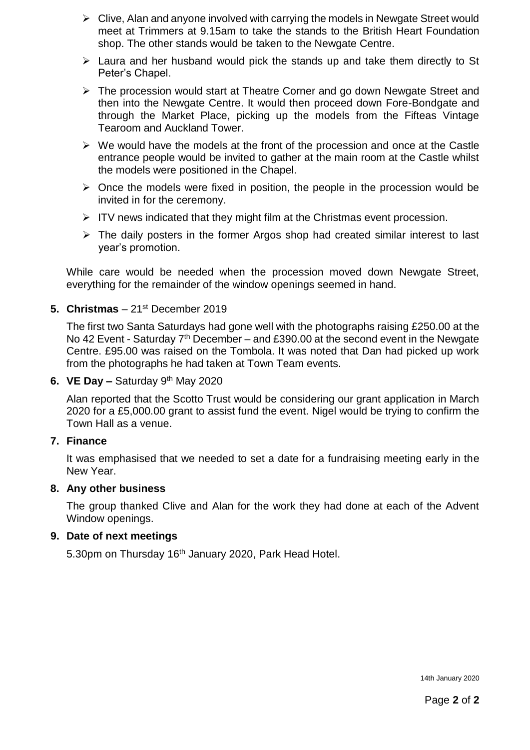- Clive, Alan and anyone involved with carrying the models in Newgate Street would meet at Trimmers at 9.15am to take the stands to the British Heart Foundation shop. The other stands would be taken to the Newgate Centre.
- Laura and her husband would pick the stands up and take them directly to St Peter's Chapel.
- The procession would start at Theatre Corner and go down Newgate Street and then into the Newgate Centre. It would then proceed down Fore-Bondgate and through the Market Place, picking up the models from the Fifteas Vintage Tearoom and Auckland Tower.
- We would have the models at the front of the procession and once at the Castle entrance people would be invited to gather at the main room at the Castle whilst the models were positioned in the Chapel.
- Once the models were fixed in position, the people in the procession would be invited in for the ceremony.
- ITV news indicated that they might film at the Christmas event procession.
- The daily posters in the former Argos shop had created similar interest to last year's promotion.

While care would be needed when the procession moved down Newgate Street, everything for the remainder of the window openings seemed in hand.

**5. Christmas** – 21st December 2019

The first two Santa Saturdays had gone well with the photographs raising £250.00 at the No 42 Event - Saturday 7th December – and £390.00 at the second event in the Newgate Centre. £95.00 was raised on the Tombola. It was noted that Dan had picked up work from the photographs he had taken at Town Team events.

**6. VE Day –** Saturday 9th May 2020

Alan reported that the Scotto Trust would be considering our grant application in March 2020 for a £5,000.00 grant to assist fund the event. Nigel would be trying to confirm the Town Hall as a venue.

**7. Finance**

It was emphasised that we needed to set a date for a fundraising meeting early in the New Year.

**8. Any other business**

The group thanked Clive and Alan for the work they had done at each of the Advent Window openings.

**9. Date of next meetings**

5.30pm on Thursday 16th January 2020, Park Head Hotel.

14th January 2020